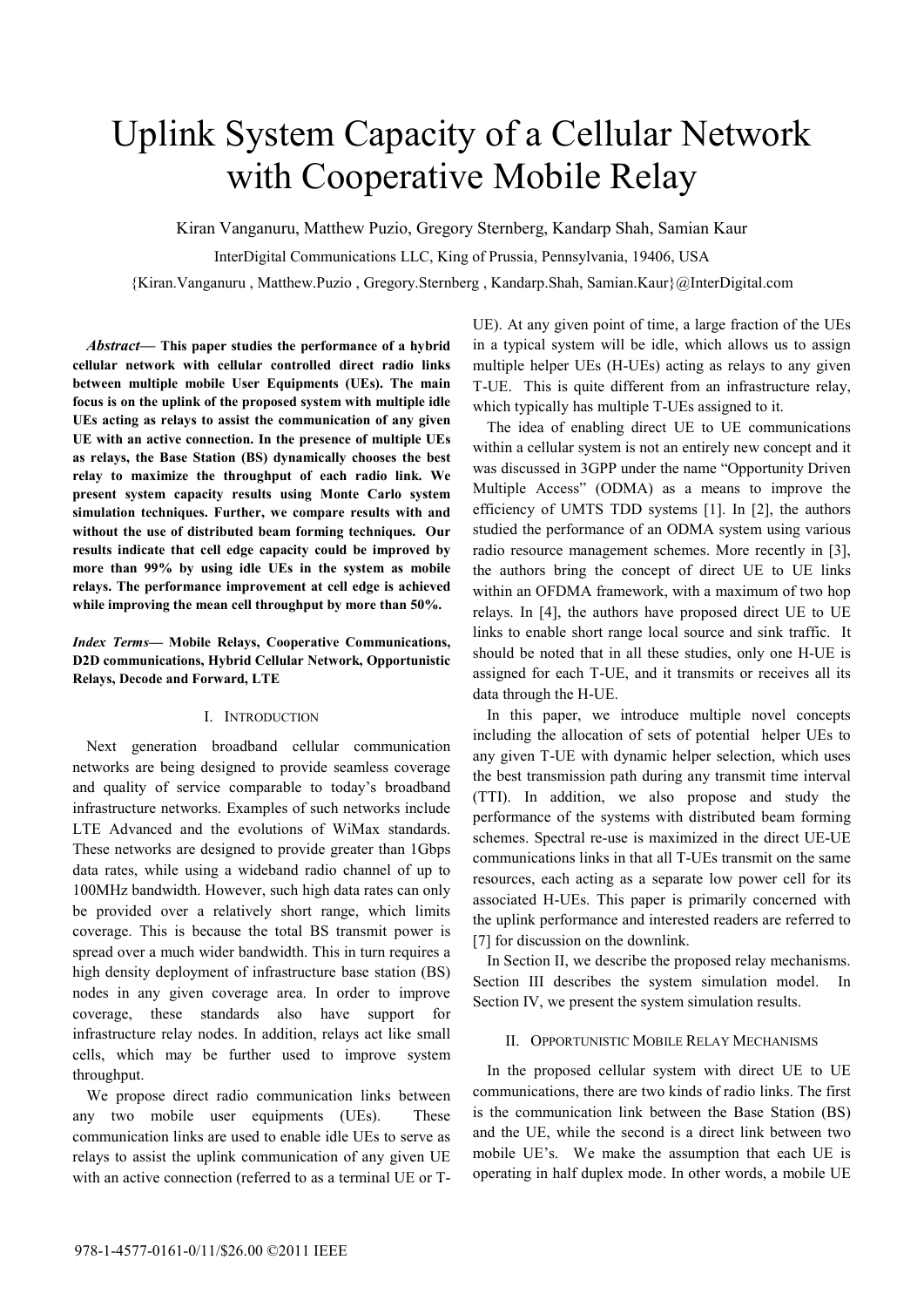# Uplink System Capacity of a Cellular Network with Cooperative Mobile Relay

Kiran Vanganuru, Matthew Puzio, Gregory Sternberg, Kandarp Shah, Samian Kaur

InterDigital Communications LLC, King of Prussia, Pennsylvania, 19406, USA

{Kiran.Vanganuru , Matthew.Puzio , Gregory.Sternberg , Kandarp.Shah, Samian.Kaur}@InterDigital.com

***Abstract*— This paper studies the performance of a hybrid cellular network with cellular controlled direct radio links between multiple mobile User Equipments (UEs). The main focus is on the uplink of the proposed system with multiple idle UEs acting as relays to assist the communication of any given UE with an active connection. In the presence of multiple UEs as relays, the Base Station (BS) dynamically chooses the best relay to maximize the throughput of each radio link. We present system capacity results using Monte Carlo system simulation techniques. Further, we compare results with and without the use of distributed beam forming techniques. Our results indicate that cell edge capacity could be improved by more than 99% by using idle UEs in the system as mobile relays. The performance improvement at cell edge is achieved while improving the mean cell throughput by more than 50%.**

***Index Terms*— Mobile Relays, Cooperative Communications, D2D communications, Hybrid Cellular Network, Opportunistic Relays, Decode and Forward, LTE**

## I. Introduction

Next generation broadband cellular communication networks are being designed to provide seamless coverage and quality of service comparable to today's broadband infrastructure networks. Examples of such networks include LTE Advanced and the evolutions of WiMax standards. These networks are designed to provide greater than 1Gbps data rates, while using a wideband radio channel of up to 100MHz bandwidth. However, such high data rates can only be provided over a relatively short range, which limits coverage. This is because the total BS transmit power is spread over a much wider bandwidth. This in turn requires a high density deployment of infrastructure base station (BS) nodes in any given coverage area. In order to improve coverage, these standards also have support for infrastructure relay nodes. In addition, relays act like small cells, which may be further used to improve system throughput.

We propose direct radio communication links between any two mobile user equipments (UEs). These communication links are used to enable idle UEs to serve as relays to assist the uplink communication of any given UE with an active connection (referred to as a terminal UE or T-UE). At any given point of time, a large fraction of the UEs in a typical system will be idle, which allows us to assign multiple helper UEs (H-UEs) acting as relays to any given T-UE. This is quite different from an infrastructure relay, which typically has multiple T-UEs assigned to it.

The idea of enabling direct UE to UE communications within a cellular system is not an entirely new concept and it was discussed in 3GPP under the name "Opportunity Driven Multiple Access" (ODMA) as a means to improve the efficiency of UMTS TDD systems [1]. In [2], the authors studied the performance of an ODMA system using various radio resource management schemes. More recently in [3], the authors bring the concept of direct UE to UE links within an OFDMA framework, with a maximum of two hop relays. In [4], the authors have proposed direct UE to UE links to enable short range local source and sink traffic. It should be noted that in all these studies, only one H-UE is assigned for each T-UE, and it transmits or receives all its data through the H-UE.

In this paper, we introduce multiple novel concepts including the allocation of sets of potential helper UEs to any given T-UE with dynamic helper selection, which uses the best transmission path during any transmit time interval (TTI). In addition, we also propose and study the performance of the systems with distributed beam forming schemes. Spectral re-use is maximized in the direct UE-UE communications links in that all T-UEs transmit on the same resources, each acting as a separate low power cell for its associated H-UEs. This paper is primarily concerned with the uplink performance and interested readers are referred to [7] for discussion on the downlink.

In Section II, we describe the proposed relay mechanisms. Section III describes the system simulation model. In Section IV, we present the system simulation results.

## II. Opportunistic Mobile Relay Mechanisms

In the proposed cellular system with direct UE to UE communications, there are two kinds of radio links. The first is the communication link between the Base Station (BS) and the UE, while the second is a direct link between two mobile UE's. We make the assumption that each UE is operating in half duplex mode. In other words, a mobile UE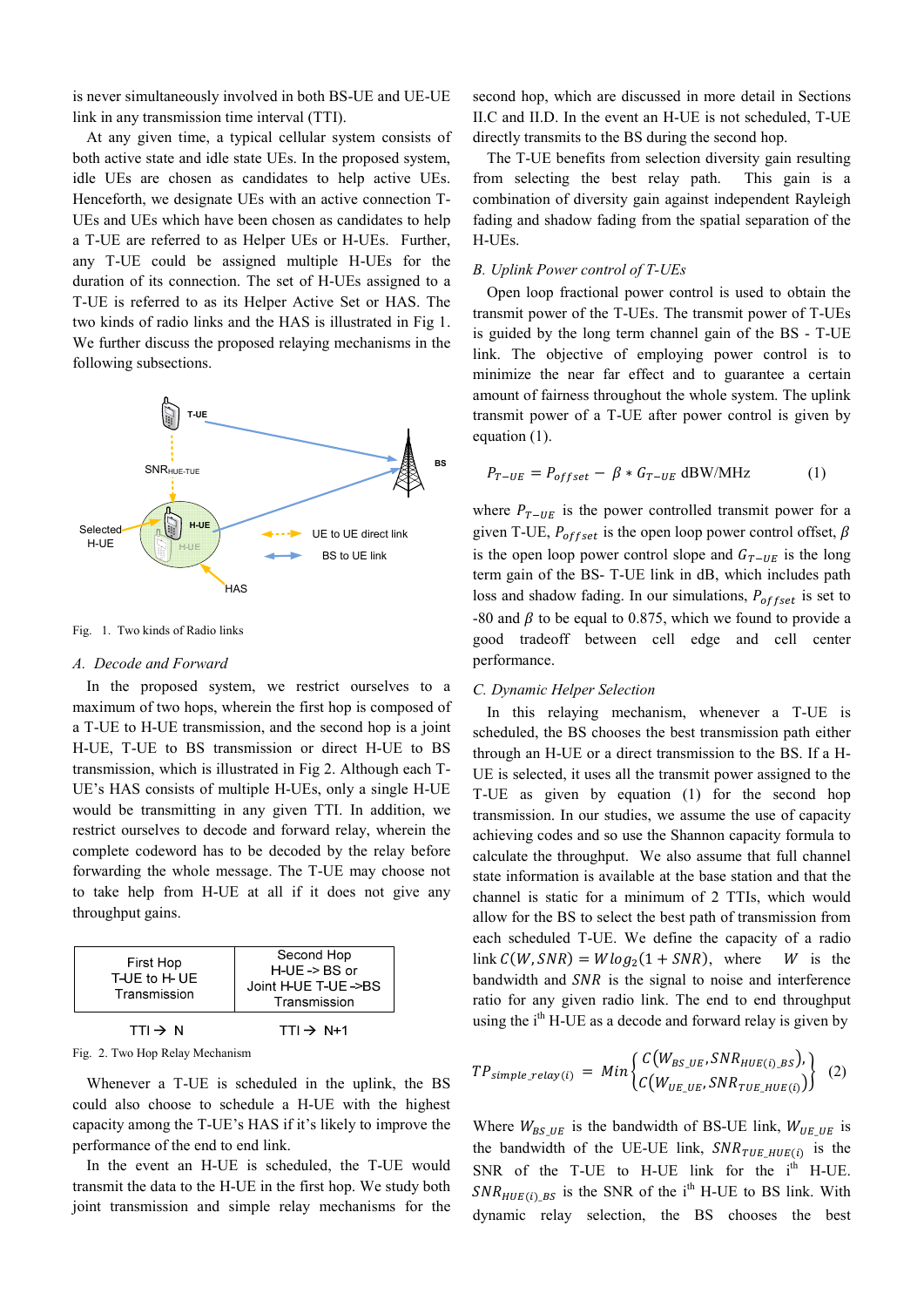is never simultaneously involved in both BS-UE and UE-UE link in any transmission time interval (TTI).

At any given time, a typical cellular system consists of both active state and idle state UEs. In the proposed system, idle UEs are chosen as candidates to help active UEs. Henceforth, we designate UEs with an active connection T-UEs and UEs which have been chosen as candidates to help a T-UE are referred to as Helper UEs or H-UEs. Further, any T-UE could be assigned multiple H-UEs for the duration of its connection. The set of H-UEs assigned to a T-UE is referred to as its Helper Active Set or HAS. The two kinds of radio links and the HAS is illustrated in Fig 1. We further discuss the proposed relaying mechanisms in the following subsections.

T-UE

BS

SNR_HUE-TUE

Selected H-UE

H-UE

H-UE

UE to UE direct link

BS to UE link

HAS

Fig. 1. Two kinds of Radio links

## A. Decode and Forward

In the proposed system, we restrict ourselves to a maximum of two hops, wherein the first hop is composed of a T-UE to H-UE transmission, and the second hop is a joint H-UE, T-UE to BS transmission or direct H-UE to BS transmission, which is illustrated in Fig 2. Although each T-UE's HAS consists of multiple H-UEs, only a single H-UE would be transmitting in any given TTI. In addition, we restrict ourselves to decode and forward relay, wherein the complete codeword has to be decoded by the relay before forwarding the whole message. The T-UE may choose not to take help from H-UE at all if it does not give any throughput gains.

| First Hop T-UE to H-UE Transmission | Second Hop H-UE -> BS or Joint H-UE T-UE ->BS Transmission |
|---|---|
| TTI → N | TTI → N+1 |

Fig. 2. Two Hop Relay Mechanism

Whenever a T-UE is scheduled in the uplink, the BS could also choose to schedule a H-UE with the highest capacity among the T-UE's HAS if it's likely to improve the performance of the end to end link.

In the event an H-UE is scheduled, the T-UE would transmit the data to the H-UE in the first hop. We study both joint transmission and simple relay mechanisms for the second hop, which are discussed in more detail in Sections II.C and II.D. In the event an H-UE is not scheduled, T-UE directly transmits to the BS during the second hop.

The T-UE benefits from selection diversity gain resulting from selecting the best relay path. This gain is a combination of diversity gain against independent Rayleigh fading and shadow fading from the spatial separation of the H-UEs.

## B. Uplink Power control of T-UEs

Open loop fractional power control is used to obtain the transmit power of the T-UEs. The transmit power of T-UEs is guided by the long term channel gain of the BS - T-UE link. The objective of employing power control is to minimize the near far effect and to guarantee a certain amount of fairness throughout the whole system. The uplink transmit power of a T-UE after power control is given by equation (1).

$$P_{T-UE} = P_{offset} - \beta * G_{T-UE} \text{ dBW/MHz} \qquad (1)$$

where $P_{T-UE}$ is the power controlled transmit power for a given T-UE, $P_{offset}$ is the open loop power control offset, $\beta$ is the open loop power control slope and $G_{T-UE}$ is the long term gain of the BS- T-UE link in dB, which includes path loss and shadow fading. In our simulations, $P_{offset}$ is set to -80 and $\beta$ to be equal to 0.875, which we found to provide a good tradeoff between cell edge and cell center performance.

## C. Dynamic Helper Selection

In this relaying mechanism, whenever a T-UE is scheduled, the BS chooses the best transmission path either through an H-UE or a direct transmission to the BS. If a H-UE is selected, it uses all the transmit power assigned to the T-UE as given by equation (1) for the second hop transmission. In our studies, we assume the use of capacity achieving codes and so use the Shannon capacity formula to calculate the throughput. We also assume that full channel state information is available at the base station and that the channel is static for a minimum of 2 TTIs, which would allow for the BS to select the best path of transmission from each scheduled T-UE. We define the capacity of a radio link $C(W, SNR) = W log_2(1 + SNR)$, where $W$ is the bandwidth and $SNR$ is the signal to noise and interference ratio for any given radio link. The end to end throughput using the i[th] H-UE as a decode and forward relay is given by

$$TP_{simple\_relay(i)} = Min\begin{Bmatrix} C\left(W_{BS\_UE}, SNR_{HUE(i)\_BS}\right), \\ C\left(W_{UE\_UE}, SNR_{TUE\_HUE(i)}\right) \end{Bmatrix} \quad (2)$$

Where $W_{BS\_UE}$ is the bandwidth of BS-UE link, $W_{UE\_UE}$ is the bandwidth of the UE-UE link, $SNR_{TUE\_HUE(i)}$ is the SNR of the T-UE to H-UE link for the i[th] H-UE. $SNR_{HUE(i)\_BS}$ is the SNR of the i[th] H-UE to BS link. With dynamic relay selection, the BS chooses the best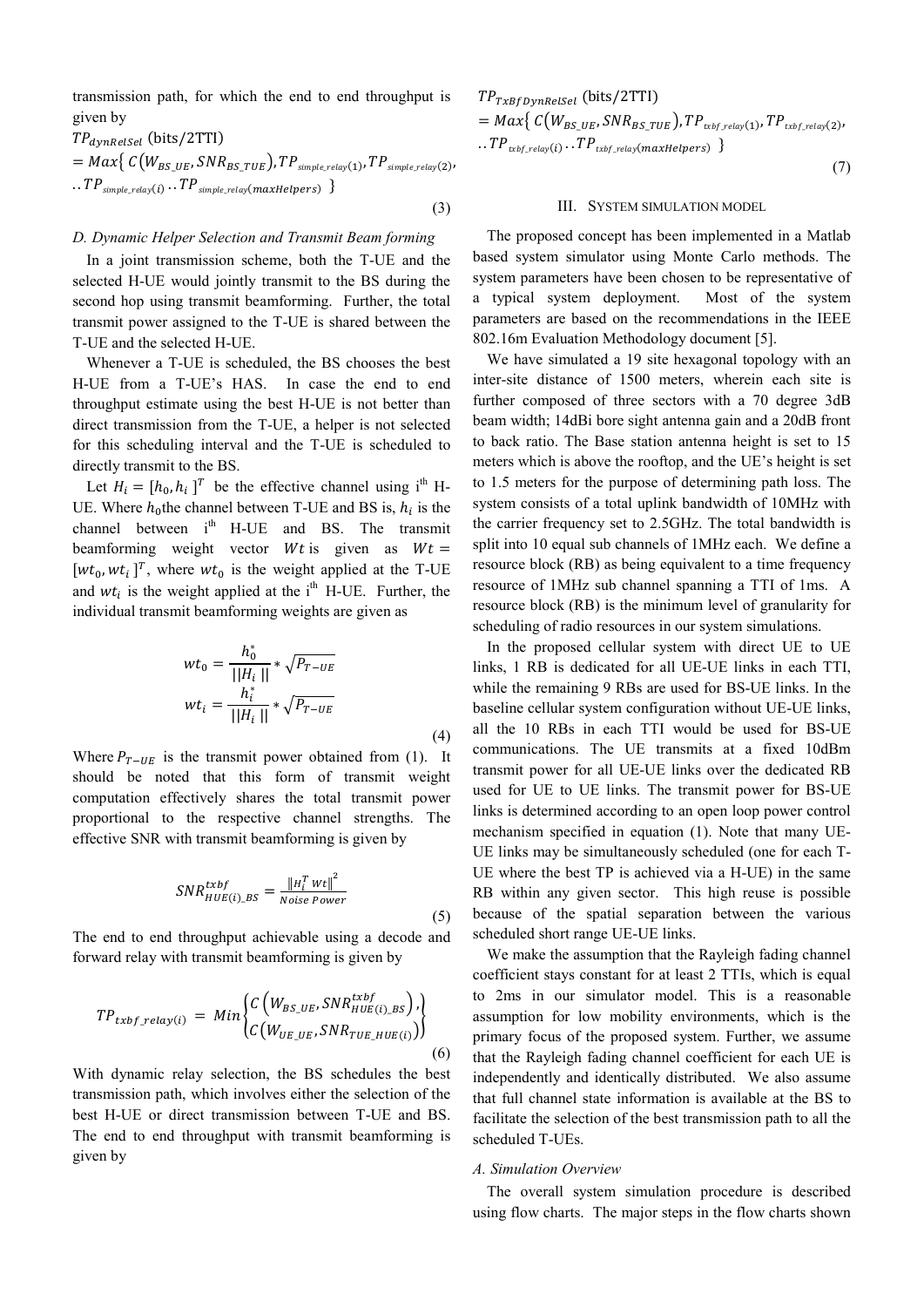transmission path, for which the end to end throughput is given by

$$TP_{dynRelSel} \text{ (bits/2TTI)} = Max\{\, C(W_{BS\_UE}, SNR_{BS\_TUE}), TP_{simple\_relay}(1), TP_{simple\_relay}(2), \\ ..TP_{simple\_relay}(i) \,..TP_{simple\_relay}(maxHelpers) \,\} \tag{3}$$

### *D. Dynamic Helper Selection and Transmit Beam forming*

In a joint transmission scheme, both the T-UE and the selected H-UE would jointly transmit to the BS during the second hop using transmit beamforming. Further, the total transmit power assigned to the T-UE is shared between the T-UE and the selected H-UE.

Whenever a T-UE is scheduled, the BS chooses the best H-UE from a T-UE's HAS. In case the end to end throughput estimate using the best H-UE is not better than direct transmission from the T-UE, a helper is not selected for this scheduling interval and the T-UE is scheduled to directly transmit to the BS.

Let $H_i = [h_0, h_i]^T$ be the effective channel using i[th] H-UE. Where $h_0$the channel between T-UE and BS is, $h_i$ is the channel between i[th] H-UE and BS. The transmit beamforming weight vector $Wt$ is given as $Wt = [wt_0, wt_i]^T$, where $wt_0$ is the weight applied at the T-UE and $wt_i$ is the weight applied at the i[th] H-UE. Further, the individual transmit beamforming weights are given as

$$wt_0 = \frac{h_0^*}{||H_i||} * \sqrt{P_{T-UE}}$$
$$wt_i = \frac{h_i^*}{||H_i||} * \sqrt{P_{T-UE}} \tag{4}$$

Where $P_{T-UE}$ is the transmit power obtained from (1). It should be noted that this form of transmit weight computation effectively shares the total transmit power proportional to the respective channel strengths. The effective SNR with transmit beamforming is given by

$$SNR_{HUE(i)\_BS}^{txbf} = \frac{\|H_i^T\, Wt\|^2}{Noise\ Power} \tag{5}$$

The end to end throughput achievable using a decode and forward relay with transmit beamforming is given by

$$TP_{txbf\_relay(i)} = Min \begin{Bmatrix} C\left(W_{BS\_UE}, SNR_{HUE(i)\_BS}^{txbf}\right), \\ C\left(W_{UE\_UE}, SNR_{TUE\_HUE(i)}\right) \end{Bmatrix} \tag{6}$$

With dynamic relay selection, the BS schedules the best transmission path, which involves either the selection of the best H-UE or direct transmission between T-UE and BS. The end to end throughput with transmit beamforming is given by

$$TP_{TxBfDynRelSel} \text{ (bits/2TTI)} = Max\{\, C(W_{BS\_UE}, SNR_{BS\_TUE}), TP_{txbf\_relay}(1), TP_{txbf\_relay}(2), \\ ..TP_{txbf\_relay}(i) \,..TP_{txbf\_relay}(maxHelpers) \,\} \tag{7}$$

## III. System Simulation Model

The proposed concept has been implemented in a Matlab based system simulator using Monte Carlo methods. The system parameters have been chosen to be representative of a typical system deployment. Most of the system parameters are based on the recommendations in the IEEE 802.16m Evaluation Methodology document [5].

We have simulated a 19 site hexagonal topology with an inter-site distance of 1500 meters, wherein each site is further composed of three sectors with a 70 degree 3dB beam width; 14dBi bore sight antenna gain and a 20dB front to back ratio. The Base station antenna height is set to 15 meters which is above the rooftop, and the UE's height is set to 1.5 meters for the purpose of determining path loss. The system consists of a total uplink bandwidth of 10MHz with the carrier frequency set to 2.5GHz. The total bandwidth is split into 10 equal sub channels of 1MHz each. We define a resource block (RB) as being equivalent to a time frequency resource of 1MHz sub channel spanning a TTI of 1ms. A resource block (RB) is the minimum level of granularity for scheduling of radio resources in our system simulations.

In the proposed cellular system with direct UE to UE links, 1 RB is dedicated for all UE-UE links in each TTI, while the remaining 9 RBs are used for BS-UE links. In the baseline cellular system configuration without UE-UE links, all the 10 RBs in each TTI would be used for BS-UE communications. The UE transmits at a fixed 10dBm transmit power for all UE-UE links over the dedicated RB used for UE to UE links. The transmit power for BS-UE links is determined according to an open loop power control mechanism specified in equation (1). Note that many UE-UE links may be simultaneously scheduled (one for each T-UE where the best TP is achieved via a H-UE) in the same RB within any given sector. This high reuse is possible because of the spatial separation between the various scheduled short range UE-UE links.

We make the assumption that the Rayleigh fading channel coefficient stays constant for at least 2 TTIs, which is equal to 2ms in our simulator model. This is a reasonable assumption for low mobility environments, which is the primary focus of the proposed system. Further, we assume that the Rayleigh fading channel coefficient for each UE is independently and identically distributed. We also assume that full channel state information is available at the BS to facilitate the selection of the best transmission path to all the scheduled T-UEs.

### *A. Simulation Overview*

The overall system simulation procedure is described using flow charts. The major steps in the flow charts shown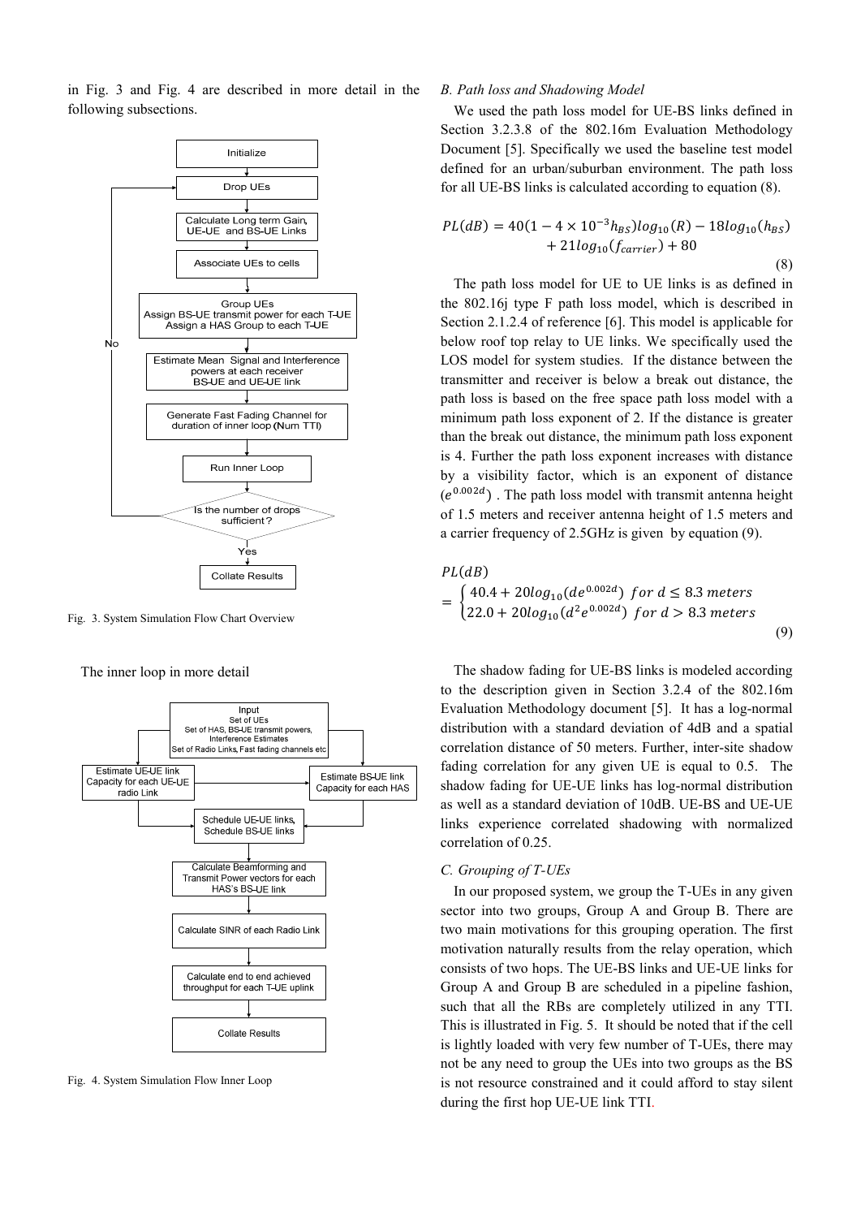in Fig. 3 and Fig. 4 are described in more detail in the following subsections.

Fig. 3. System Simulation Flow Chart Overview

The inner loop in more detail

Fig. 4. System Simulation Flow Inner Loop

### B. Path loss and Shadowing Model

We used the path loss model for UE-BS links defined in Section 3.2.3.8 of the 802.16m Evaluation Methodology Document [5]. Specifically we used the baseline test model defined for an urban/suburban environment. The path loss for all UE-BS links is calculated according to equation (8).

$$PL(dB) = 40(1 - 4 \times 10^{-3} h_{BS}) log_{10}(R) - 18 log_{10}(h_{BS}) + 21 log_{10}(f_{carrier}) + 80 \tag{8}$$

The path loss model for UE to UE links is as defined in the 802.16j type F path loss model, which is described in Section 2.1.2.4 of reference [6]. This model is applicable for below roof top relay to UE links. We specifically used the LOS model for system studies. If the distance between the transmitter and receiver is below a break out distance, the path loss is based on the free space path loss model with a minimum path loss exponent of 2. If the distance is greater than the break out distance, the minimum path loss exponent is 4. Further the path loss exponent increases with distance by a visibility factor, which is an exponent of distance ($e^{0.002d}$). The path loss model with transmit antenna height of 1.5 meters and receiver antenna height of 1.5 meters and a carrier frequency of 2.5GHz is given by equation (9).

$$PL(dB) = \begin{cases} 40.4 + 20 log_{10}(d e^{0.002d}) & for\ d \leq 8.3\ meters \\ 22.0 + 20 log_{10}(d^2 e^{0.002d}) & for\ d > 8.3\ meters \end{cases} \tag{9}$$

The shadow fading for UE-BS links is modeled according to the description given in Section 3.2.4 of the 802.16m Evaluation Methodology document [5]. It has a log-normal distribution with a standard deviation of 4dB and a spatial correlation distance of 50 meters. Further, inter-site shadow fading correlation for any given UE is equal to 0.5. The shadow fading for UE-UE links has log-normal distribution as well as a standard deviation of 10dB. UE-BS and UE-UE links experience correlated shadowing with normalized correlation of 0.25.

### C. Grouping of T-UEs

In our proposed system, we group the T-UEs in any given sector into two groups, Group A and Group B. There are two main motivations for this grouping operation. The first motivation naturally results from the relay operation, which consists of two hops. The UE-BS links and UE-UE links for Group A and Group B are scheduled in a pipeline fashion, such that all the RBs are completely utilized in any TTI. This is illustrated in Fig. 5. It should be noted that if the cell is lightly loaded with very few number of T-UEs, there may not be any need to group the UEs into two groups as the BS is not resource constrained and it could afford to stay silent during the first hop UE-UE link TTI.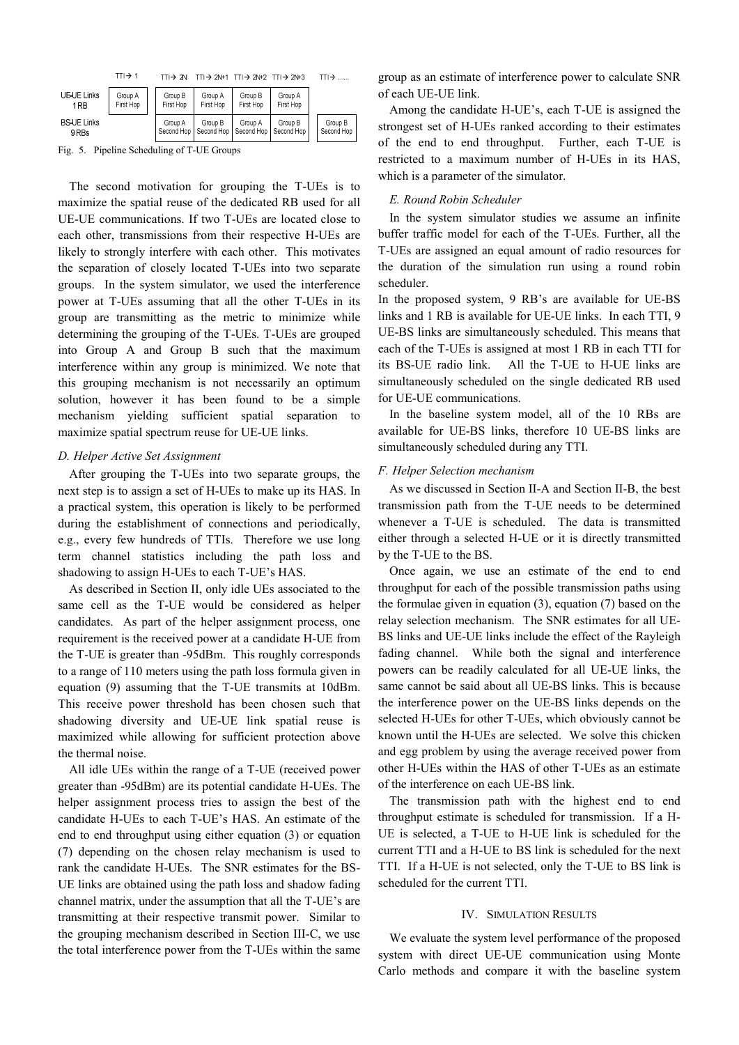| | TTI → 1 | TTI → 2N | TTI → 2N+1 | TTI → 2N+2 | TTI → 2N+3 | TTI → ...... |
|---|---|---|---|---|---|---|
| UE-UE Links 1 RB | Group A First Hop | Group B First Hop | Group A First Hop | Group B First Hop | Group A First Hop | |
| BS-UE Links 9 RBs | | Group A Second Hop | Group B Second Hop | Group A Second Hop | Group B Second Hop | Group B Second Hop |

Fig. 5. Pipeline Scheduling of T-UE Groups

The second motivation for grouping the T-UEs is to maximize the spatial reuse of the dedicated RB used for all UE-UE communications. If two T-UEs are located close to each other, transmissions from their respective H-UEs are likely to strongly interfere with each other. This motivates the separation of closely located T-UEs into two separate groups. In the system simulator, we used the interference power at T-UEs assuming that all the other T-UEs in its group are transmitting as the metric to minimize while determining the grouping of the T-UEs. T-UEs are grouped into Group A and Group B such that the maximum interference within any group is minimized. We note that this grouping mechanism is not necessarily an optimum solution, however it has been found to be a simple mechanism yielding sufficient spatial separation to maximize spatial spectrum reuse for UE-UE links.

### D. Helper Active Set Assignment

After grouping the T-UEs into two separate groups, the next step is to assign a set of H-UEs to make up its HAS. In a practical system, this operation is likely to be performed during the establishment of connections and periodically, e.g., every few hundreds of TTIs. Therefore we use long term channel statistics including the path loss and shadowing to assign H-UEs to each T-UE's HAS.

As described in Section II, only idle UEs associated to the same cell as the T-UE would be considered as helper candidates. As part of the helper assignment process, one requirement is the received power at a candidate H-UE from the T-UE is greater than -95dBm. This roughly corresponds to a range of 110 meters using the path loss formula given in equation (9) assuming that the T-UE transmits at 10dBm. This receive power threshold has been chosen such that shadowing diversity and UE-UE link spatial reuse is maximized while allowing for sufficient protection above the thermal noise.

All idle UEs within the range of a T-UE (received power greater than -95dBm) are its potential candidate H-UEs. The helper assignment process tries to assign the best of the candidate H-UEs to each T-UE's HAS. An estimate of the end to end throughput using either equation (3) or equation (7) depending on the chosen relay mechanism is used to rank the candidate H-UEs. The SNR estimates for the BS-UE links are obtained using the path loss and shadow fading channel matrix, under the assumption that all the T-UE's are transmitting at their respective transmit power. Similar to the grouping mechanism described in Section III-C, we use the total interference power from the T-UEs within the same group as an estimate of interference power to calculate SNR of each UE-UE link.

Among the candidate H-UE's, each T-UE is assigned the strongest set of H-UEs ranked according to their estimates of the end to end throughput. Further, each T-UE is restricted to a maximum number of H-UEs in its HAS, which is a parameter of the simulator.

### E. Round Robin Scheduler

In the system simulator studies we assume an infinite buffer traffic model for each of the T-UEs. Further, all the T-UEs are assigned an equal amount of radio resources for the duration of the simulation run using a round robin scheduler.

In the proposed system, 9 RB's are available for UE-BS links and 1 RB is available for UE-UE links. In each TTI, 9 UE-BS links are simultaneously scheduled. This means that each of the T-UEs is assigned at most 1 RB in each TTI for its BS-UE radio link. All the T-UE to H-UE links are simultaneously scheduled on the single dedicated RB used for UE-UE communications.

In the baseline system model, all of the 10 RBs are available for UE-BS links, therefore 10 UE-BS links are simultaneously scheduled during any TTI.

### F. Helper Selection mechanism

As we discussed in Section II-A and Section II-B, the best transmission path from the T-UE needs to be determined whenever a T-UE is scheduled. The data is transmitted either through a selected H-UE or it is directly transmitted by the T-UE to the BS.

Once again, we use an estimate of the end to end throughput for each of the possible transmission paths using the formulae given in equation (3), equation (7) based on the relay selection mechanism. The SNR estimates for all UE-BS links and UE-UE links include the effect of the Rayleigh fading channel. While both the signal and interference powers can be readily calculated for all UE-UE links, the same cannot be said about all UE-BS links. This is because the interference power on the UE-BS links depends on the selected H-UEs for other T-UEs, which obviously cannot be known until the H-UEs are selected. We solve this chicken and egg problem by using the average received power from other H-UEs within the HAS of other T-UEs as an estimate of the interference on each UE-BS link.

The transmission path with the highest end to end throughput estimate is scheduled for transmission. If a H-UE is selected, a T-UE to H-UE link is scheduled for the current TTI and a H-UE to BS link is scheduled for the next TTI. If a H-UE is not selected, only the T-UE to BS link is scheduled for the current TTI.

## IV. Simulation Results

We evaluate the system level performance of the proposed system with direct UE-UE communication using Monte Carlo methods and compare it with the baseline system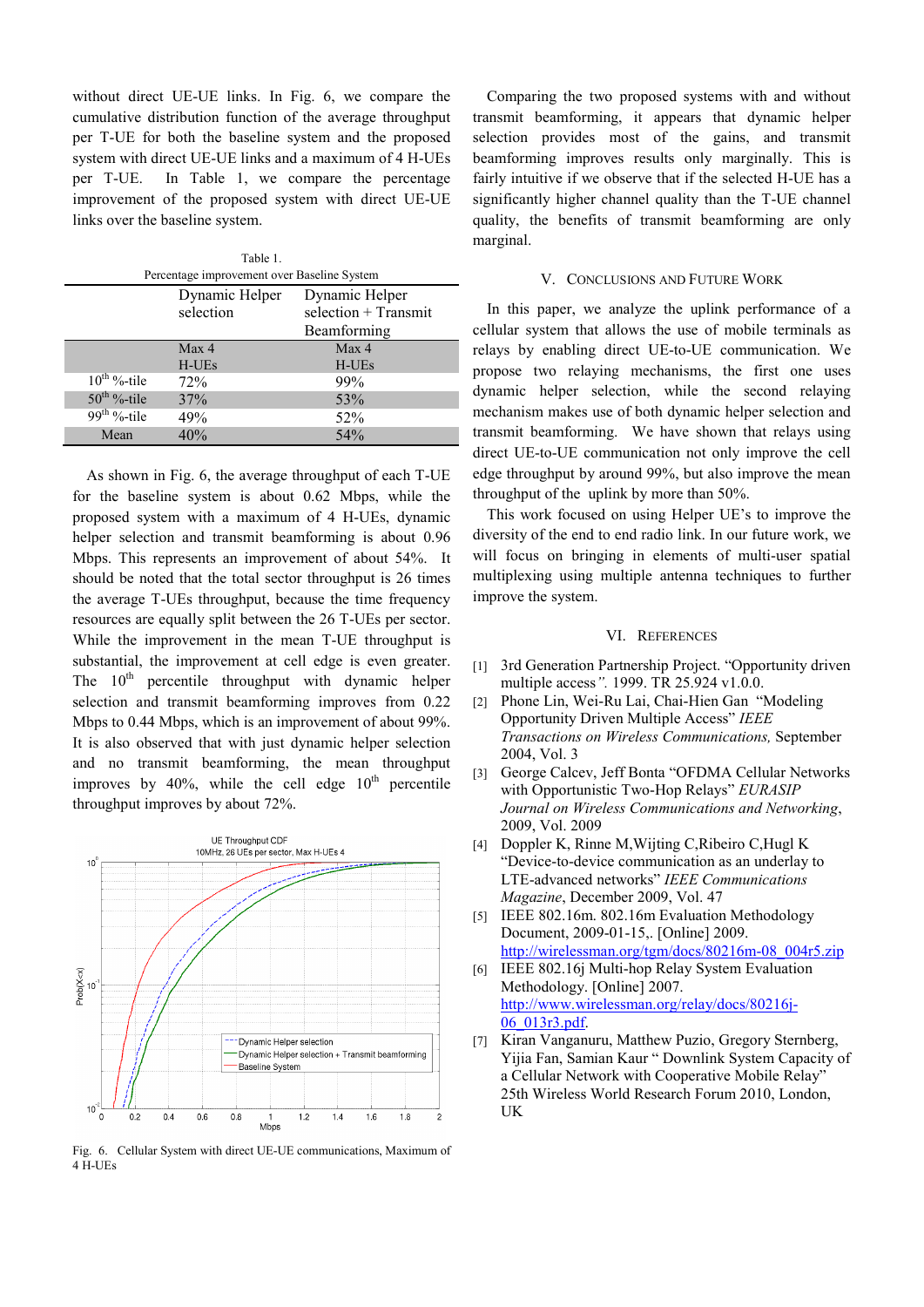without direct UE-UE links. In Fig. 6, we compare the cumulative distribution function of the average throughput per T-UE for both the baseline system and the proposed system with direct UE-UE links and a maximum of 4 H-UEs per T-UE. In Table 1, we compare the percentage improvement of the proposed system with direct UE-UE links over the baseline system.

Table 1.
Percentage improvement over Baseline System

| | Dynamic Helper selection | Dynamic Helper selection + Transmit Beamforming |
|---|---|---|
| | Max 4 H-UEs | Max 4 H-UEs |
| $10^{th}$ %-tile | 72% | 99% |
| $50^{th}$ %-tile | 37% | 53% |
| $99^{th}$ %-tile | 49% | 52% |
| Mean | 40% | 54% |

As shown in Fig. 6, the average throughput of each T-UE for the baseline system is about 0.62 Mbps, while the proposed system with a maximum of 4 H-UEs, dynamic helper selection and transmit beamforming is about 0.96 Mbps. This represents an improvement of about 54%. It should be noted that the total sector throughput is 26 times the average T-UEs throughput, because the time frequency resources are equally split between the 26 T-UEs per sector. While the improvement in the mean T-UE throughput is substantial, the improvement at cell edge is even greater. The $10^{th}$ percentile throughput with dynamic helper selection and transmit beamforming improves from 0.22 Mbps to 0.44 Mbps, which is an improvement of about 99%. It is also observed that with just dynamic helper selection and no transmit beamforming, the mean throughput improves by 40%, while the cell edge $10^{th}$ percentile throughput improves by about 72%.

UE Throughput CDF
10MHz, 26 UEs per sector, Max H-UEs 4

Prob(X<x)

$10^0$
$10^{-1}$
$10^{-2}$

0 0.2 0.4 0.6 0.8 1 1.2 1.4 1.6 1.8 2
Mbps

Dynamic Helper selection
Dynamic Helper selection + Transmit beamforming
Baseline System

Fig. 6. Cellular System with direct UE-UE communications, Maximum of 4 H-UEs

Comparing the two proposed systems with and without transmit beamforming, it appears that dynamic helper selection provides most of the gains, and transmit beamforming improves results only marginally. This is fairly intuitive if we observe that if the selected H-UE has a significantly higher channel quality than the T-UE channel quality, the benefits of transmit beamforming are only marginal.

## V. Conclusions and Future Work

In this paper, we analyze the uplink performance of a cellular system that allows the use of mobile terminals as relays by enabling direct UE-to-UE communication. We propose two relaying mechanisms, the first one uses dynamic helper selection, while the second relaying mechanism makes use of both dynamic helper selection and transmit beamforming. We have shown that relays using direct UE-to-UE communication not only improve the cell edge throughput by around 99%, but also improve the mean throughput of the uplink by more than 50%.

This work focused on using Helper UE's to improve the diversity of the end to end radio link. In our future work, we will focus on bringing in elements of multi-user spatial multiplexing using multiple antenna techniques to further improve the system.

## VI. References

[1] 3rd Generation Partnership Project. "Opportunity driven multiple access". 1999. TR 25.924 v1.0.0.

[2] Phone Lin, Wei-Ru Lai, Chai-Hien Gan "Modeling Opportunity Driven Multiple Access" *IEEE Transactions on Wireless Communications,* September 2004, Vol. 3

[3] George Calcev, Jeff Bonta "OFDMA Cellular Networks with Opportunistic Two-Hop Relays" *EURASIP Journal on Wireless Communications and Networking*, 2009, Vol. 2009

[4] Doppler K, Rinne M,Wijting C,Ribeiro C,Hugl K "Device-to-device communication as an underlay to LTE-advanced networks" *IEEE Communications Magazine*, December 2009, Vol. 47

[5] IEEE 802.16m. 802.16m Evaluation Methodology Document, 2009-01-15,. [Online] 2009. http://wirelessman.org/tgm/docs/80216m-08_004r5.zip

[6] IEEE 802.16j Multi-hop Relay System Evaluation Methodology. [Online] 2007. http://www.wirelessman.org/relay/docs/80216j-06_013r3.pdf.

[7] Kiran Vanganuru, Matthew Puzio, Gregory Sternberg, Yijia Fan, Samian Kaur " Downlink System Capacity of a Cellular Network with Cooperative Mobile Relay" 25th Wireless World Research Forum 2010, London, UK